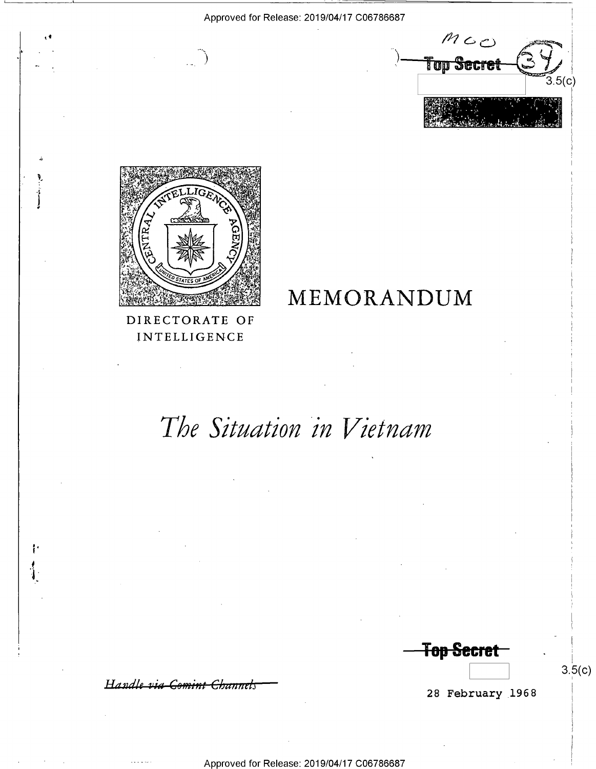MCO

~~Top Secret~~

3.5(c)

DIRECTORATE OF INTELLIGENCE

# MEMORANDUM

# *The Situation in Vietnam*

~~Top Secret~~

3.5(c)

~~*Handle via Comint Channels*~~

28 February 1968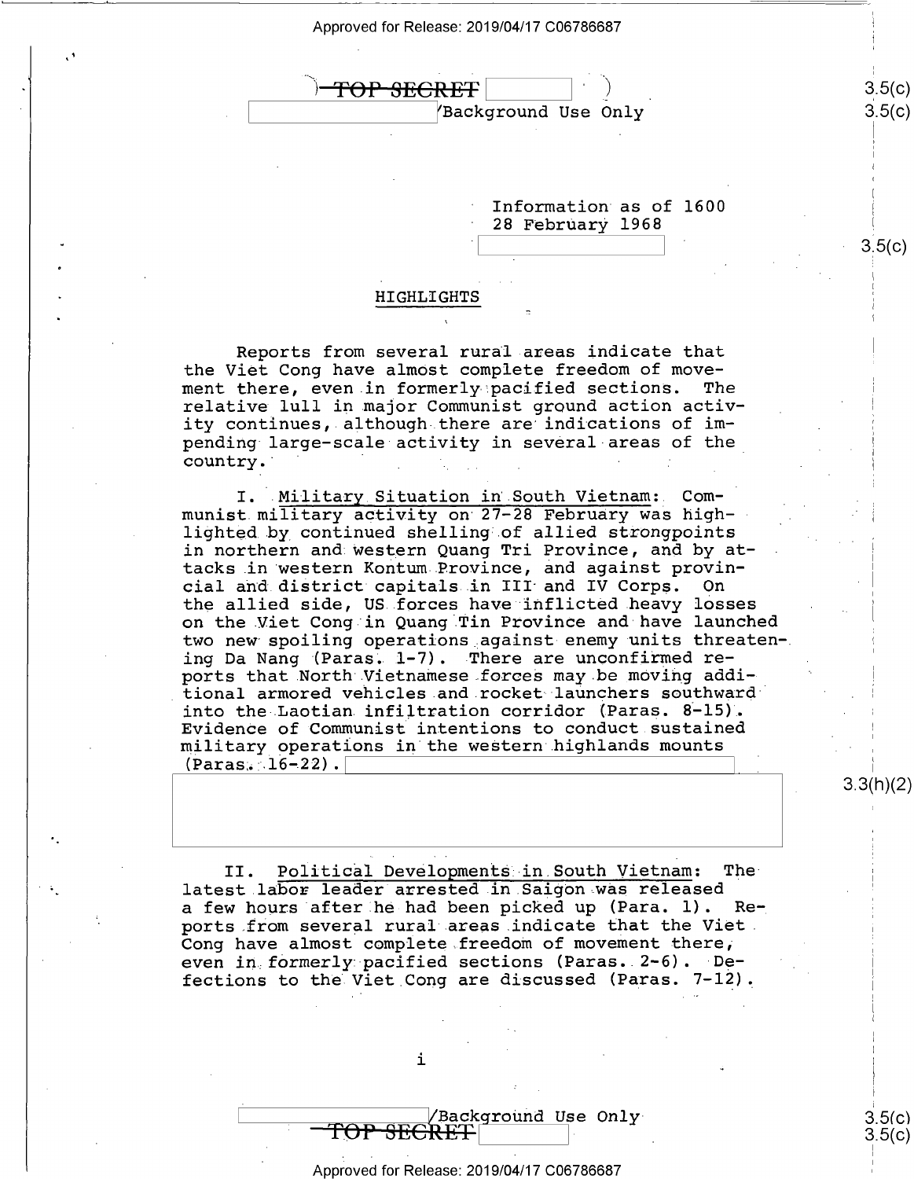TOP SECRET
/Background Use Only

Information as of 1600
28 February 1968

## HIGHLIGHTS

Reports from several rural areas indicate that the Viet Cong have almost complete freedom of movement there, even in formerly pacified sections. The relative lull in major Communist ground action activity continues, although there are indications of impending large-scale activity in several areas of the country.

I. Military Situation in South Vietnam: Communist military activity on 27-28 February was highlighted by continued shelling of allied strongpoints in northern and western Quang Tri Province, and by attacks in western Kontum Province, and against provincial and district capitals in III and IV Corps. On the allied side, US forces have inflicted heavy losses on the Viet Cong in Quang Tin Province and have launched two new spoiling operations against enemy units threatening Da Nang (Paras. 1-7). There are unconfirmed reports that North Vietnamese forces may be moving additional armored vehicles and rocket launchers southward into the Laotian infiltration corridor (Paras. 8-15). Evidence of Communist intentions to conduct sustained military operations in the western highlands mounts (Paras. 16-22).

II. Political Developments in South Vietnam: The latest labor leader arrested in Saigon was released a few hours after he had been picked up (Para. 1). Reports from several rural areas indicate that the Viet Cong have almost complete freedom of movement there, even in formerly pacified sections (Paras. 2-6). Defections to the Viet Cong are discussed (Paras. 7-12).

/Background Use Only
TOP SECRET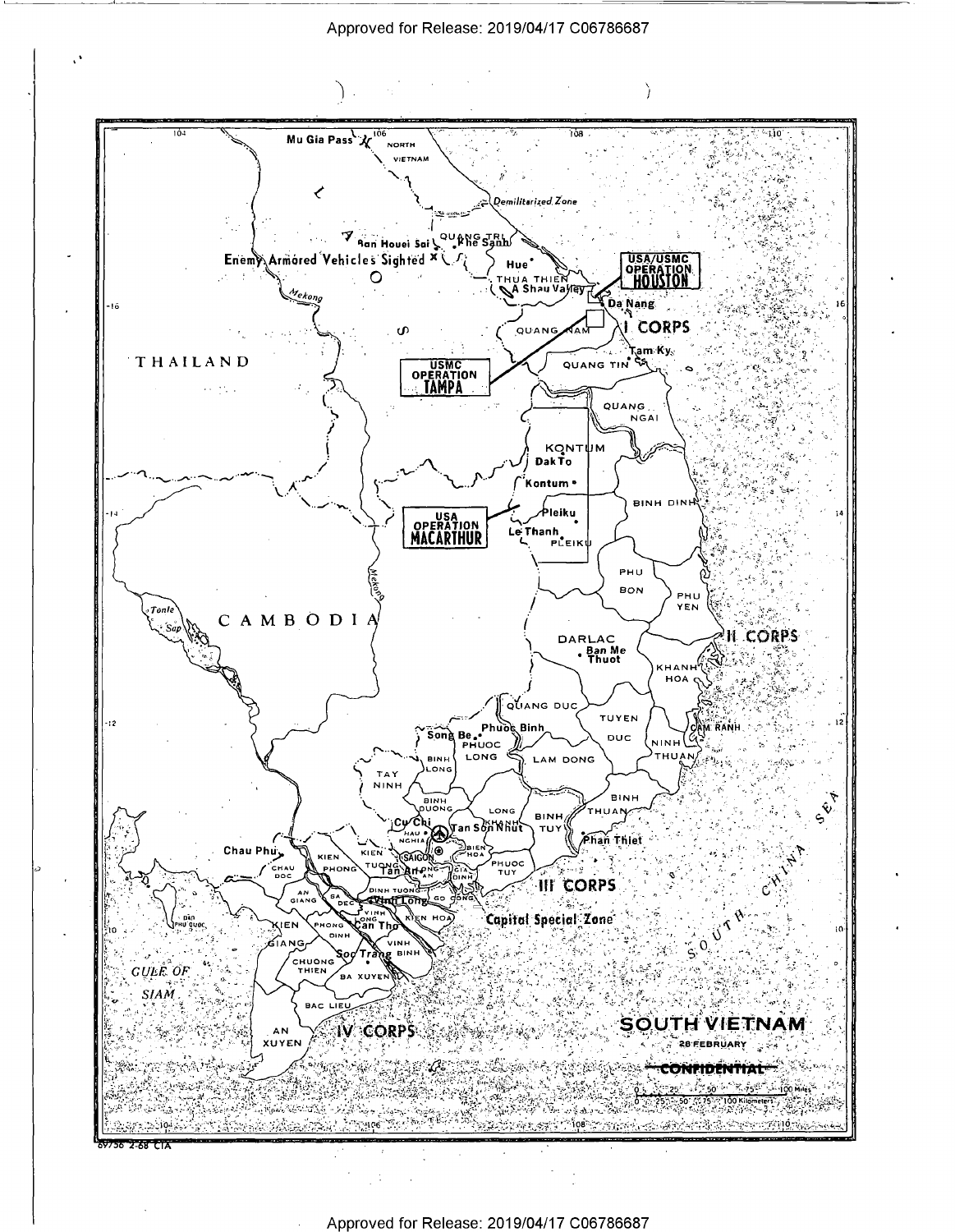USA/USMC OPERATION HOUSTON

USMC OPERATION TAMPA

USA OPERATION MACARTHUR

Enemy Armored Vehicles Sighted

Mu Gia Pass

NORTH VIETNAM

Demilitarized Zone

Ban Houei Sai

QUANG TRI

Khe Sanh

Hue

THUA THIEN

A Shau Valley

Da Nang

QUANG NAM

I CORPS

Tam Ky

QUANG TIN

QUANG NGAI

KONTUM

Dak To

Kontum

BINH DINH

Pleiku

Le Thanh

PLEIKU

PHU BON

PHU YEN

DARLAC

Ban Me Thuot

KHANH HOA

II CORPS

QUANG DUC

TUYEN DUC

Cam Ranh

NINH THUAN

Song Be

Phuoc Binh

PHUOC LONG

LAM DONG

BINH LONG

TAY NINH

BINH DUONG

LONG KHANH

BINH TUY

BINH THUAN

Phan Thiet

Cu Chi

HAU NGHIA

Tan Son Nhut

SAIGON

BIEN HOA

PHUOC TUY

GIA DINH

LONG AN

Tan An

KIEN TUONG

KIEN PHONG

Chau Phu

CHAU DOC

AN GIANG

SA DEC

DINH TUONG

Vinh Long

GO CONG

VINH LONG

KIEN HOA

Can Tho

PHONG DINH

KIEN GIANG

VINH BINH

Soc Trang

CHUONG THIEN

BA XUYEN

BAC LIEU

AN XUYEN

III CORPS

IV CORPS

Capital Special Zone

PHU QUOC

THAILAND

CAMBODIA

LAOS

Mekong

Tonle Sap

GULF OF SIAM

SOUTH CHINA SEA

SOUTH VIETNAM

28 FEBRUARY

CONFIDENTIAL

0 25 50 75 100 Miles

0 25 50 75 100 Kilometers

69756 2-68 CIA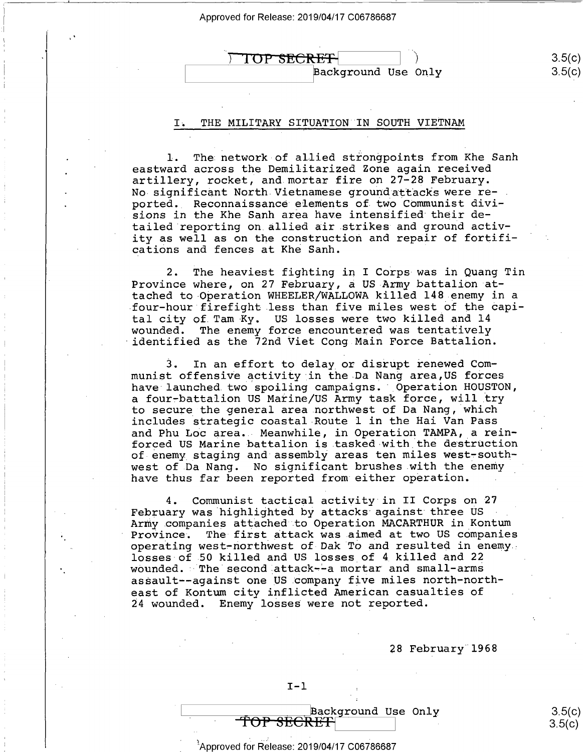## I. THE MILITARY SITUATION IN SOUTH VIETNAM

1. The network of allied strongpoints from Khe Sanh eastward across the Demilitarized Zone again received artillery, rocket, and mortar fire on 27-28 February. No significant North Vietnamese ground attacks were reported. Reconnaissance elements of two Communist divisions in the Khe Sanh area have intensified their detailed reporting on allied air strikes and ground activity as well as on the construction and repair of fortifications and fences at Khe Sanh.

2. The heaviest fighting in I Corps was in Quang Tin Province where, on 27 February, a US Army battalion attached to Operation WHEELER/WALLOWA killed 148 enemy in a four-hour firefight less than five miles west of the capital city of Tam Ky. US losses were two killed and 14 wounded. The enemy force encountered was tentatively identified as the 72nd Viet Cong Main Force Battalion.

3. In an effort to delay or disrupt renewed Communist offensive activity in the Da Nang area, US forces have launched two spoiling campaigns. Operation HOUSTON, a four-battalion US Marine/US Army task force, will try to secure the general area northwest of Da Nang, which includes strategic coastal Route 1 in the Hai Van Pass and Phu Loc area. Meanwhile, in Operation TAMPA, a reinforced US Marine battalion is tasked with the destruction of enemy staging and assembly areas ten miles west-southwest of Da Nang. No significant brushes with the enemy have thus far been reported from either operation.

4. Communist tactical activity in II Corps on 27 February was highlighted by attacks against three US Army companies attached to Operation MACARTHUR in Kontum Province. The first attack was aimed at two US companies operating west-northwest of Dak To and resulted in enemy losses of 50 killed and US losses of 4 killed and 22 wounded. The second attack--a mortar and small-arms assault--against one US company five miles north-northeast of Kontum city inflicted American casualties of 24 wounded. Enemy losses were not reported.

28 February 1968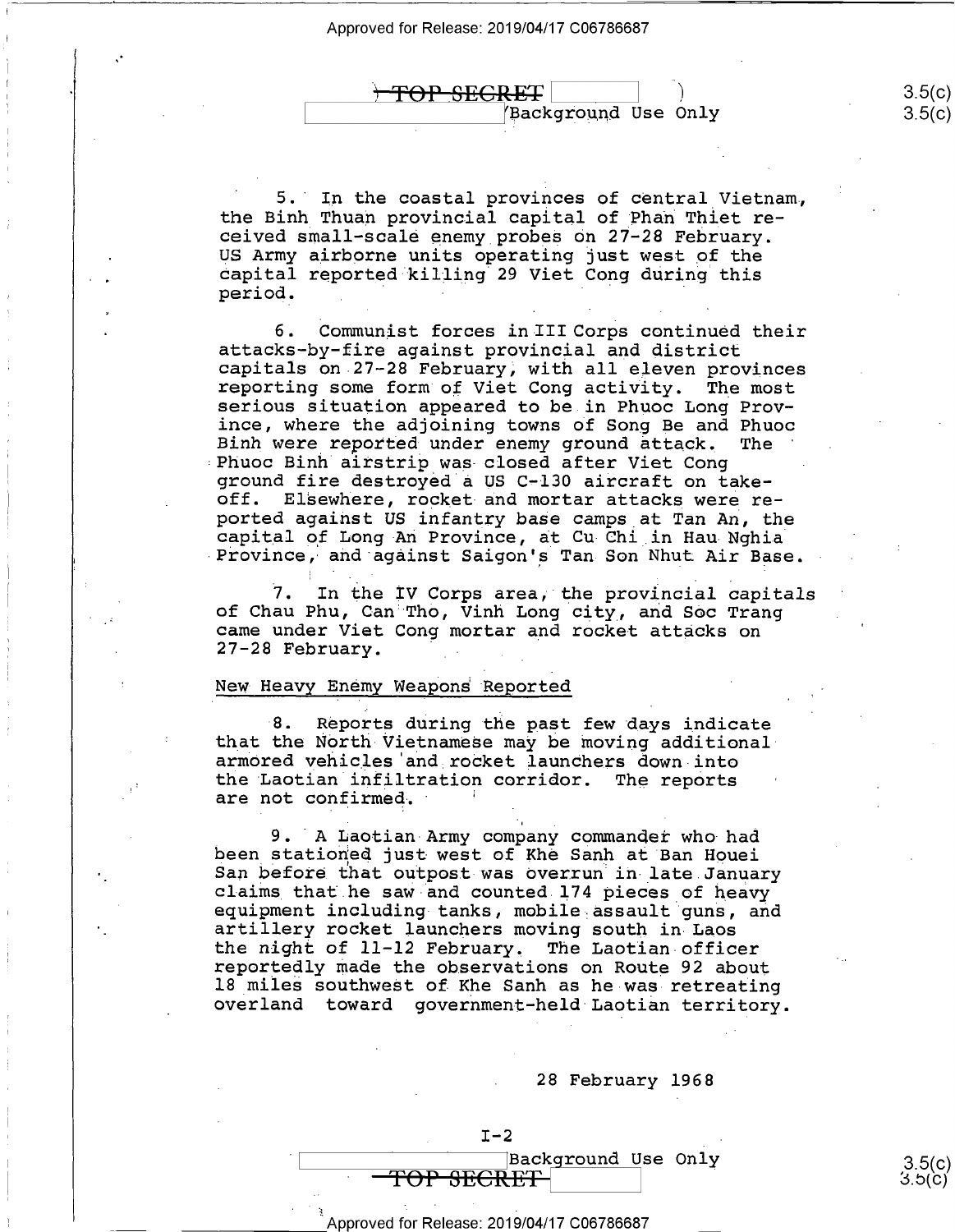5. In the coastal provinces of central Vietnam, the Binh Thuan provincial capital of Phan Thiet received small-scale enemy probes on 27-28 February. US Army airborne units operating just west of the capital reported killing 29 Viet Cong during this period.

6. Communist forces in III Corps continued their attacks-by-fire against provincial and district capitals on 27-28 February, with all eleven provinces reporting some form of Viet Cong activity. The most serious situation appeared to be in Phuoc Long Province, where the adjoining towns of Song Be and Phuoc Binh were reported under enemy ground attack. The Phuoc Binh airstrip was closed after Viet Cong ground fire destroyed a US C-130 aircraft on take-off. Elsewhere, rocket and mortar attacks were reported against US infantry base camps at Tan An, the capital of Long An Province, at Cu Chi in Hau Nghia Province, and against Saigon's Tan Son Nhut Air Base.

7. In the IV Corps area, the provincial capitals of Chau Phu, Can Tho, Vinh Long city, and Soc Trang came under Viet Cong mortar and rocket attacks on 27-28 February.

## New Heavy Enemy Weapons Reported

8. Reports during the past few days indicate that the North Vietnamese may be moving additional armored vehicles and rocket launchers down into the Laotian infiltration corridor. The reports are not confirmed.

9. A Laotian Army company commander who had been stationed just west of Khe Sanh at Ban Houei San before that outpost was overrun in late January claims that he saw and counted 174 pieces of heavy equipment including tanks, mobile assault guns, and artillery rocket launchers moving south in Laos the night of 11-12 February. The Laotian officer reportedly made the observations on Route 92 about 18 miles southwest of Khe Sanh as he was retreating overland toward government-held Laotian territory.

28 February 1968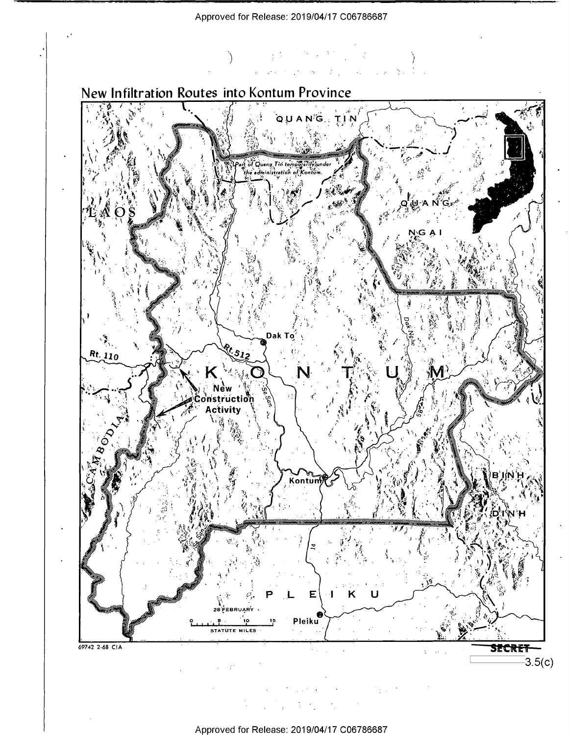# New Infiltration Routes into Kontum Province

QUANG TIN

Part of Quang Tin temporarily under the administration of Kontum.

LAOS

QUANG NGAI

Rt. 110

Rt. 512

Dak To

K O N T U M

New Construction Activity

CAMBODIA

Kontum

BINH DINH

PLEIKU

Pleiku

28 FEBRUARY

STATUTE MILES

69742 2-68 CIA

SECRET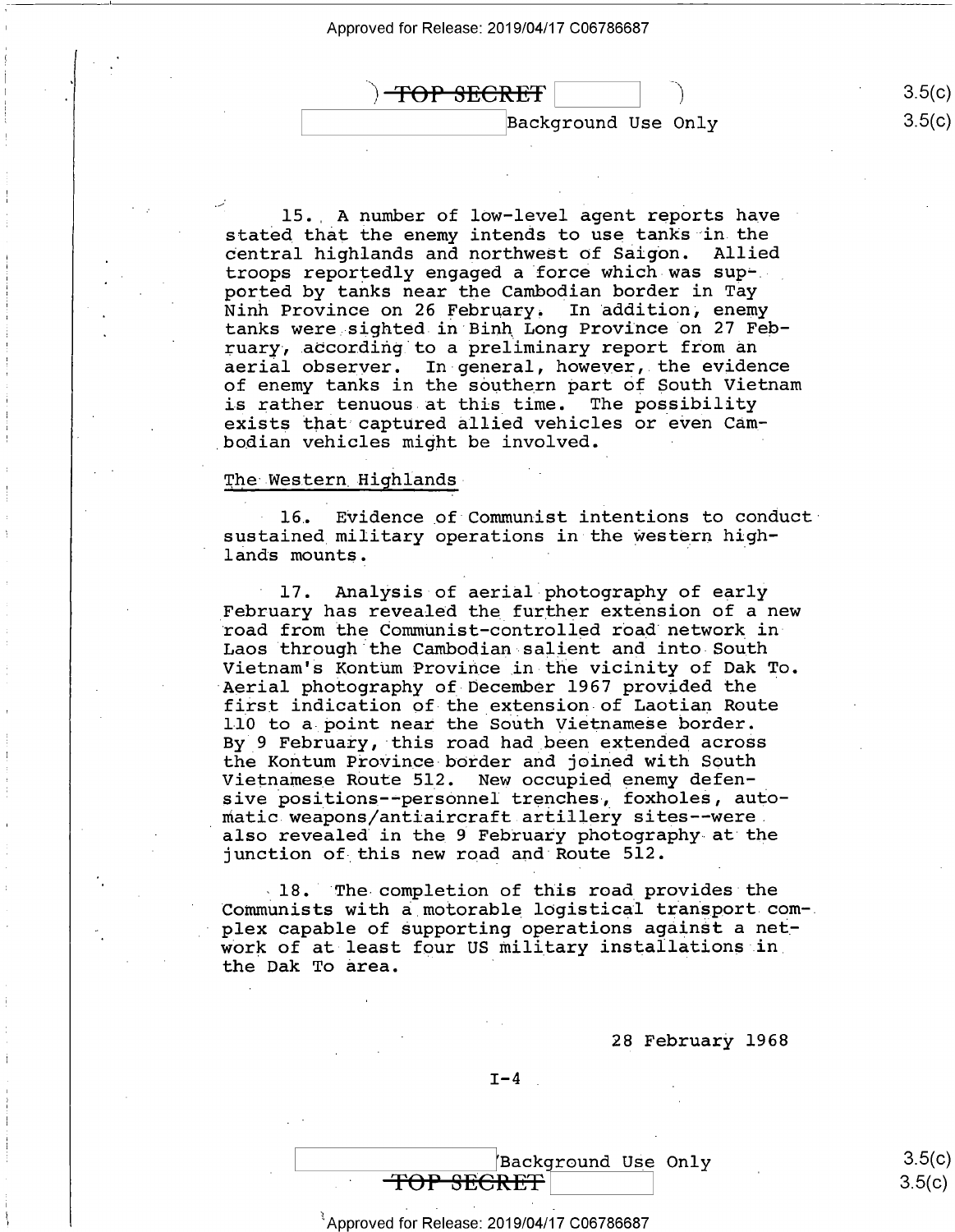15. A number of low-level agent reports have stated that the enemy intends to use tanks in the central highlands and northwest of Saigon. Allied troops reportedly engaged a force which was supported by tanks near the Cambodian border in Tay Ninh Province on 26 February. In addition, enemy tanks were sighted in Binh Long Province on 27 February, according to a preliminary report from an aerial observer. In general, however, the evidence of enemy tanks in the southern part of South Vietnam is rather tenuous at this time. The possibility exists that captured allied vehicles or even Cambodian vehicles might be involved.

The Western Highlands

16. Evidence of Communist intentions to conduct sustained military operations in the western highlands mounts.

17. Analysis of aerial photography of early February has revealed the further extension of a new road from the Communist-controlled road network in Laos through the Cambodian salient and into South Vietnam's Kontum Province in the vicinity of Dak To. Aerial photography of December 1967 provided the first indication of the extension of Laotian Route 110 to a point near the South Vietnamese border. By 9 February, this road had been extended across the Kontum Province border and joined with South Vietnamese Route 512. New occupied enemy defensive positions--personnel trenches, foxholes, automatic weapons/antiaircraft artillery sites--were also revealed in the 9 February photography at the junction of this new road and Route 512.

18. The completion of this road provides the Communists with a motorable logistical transport complex capable of supporting operations against a network of at least four US military installations in the Dak To area.

28 February 1968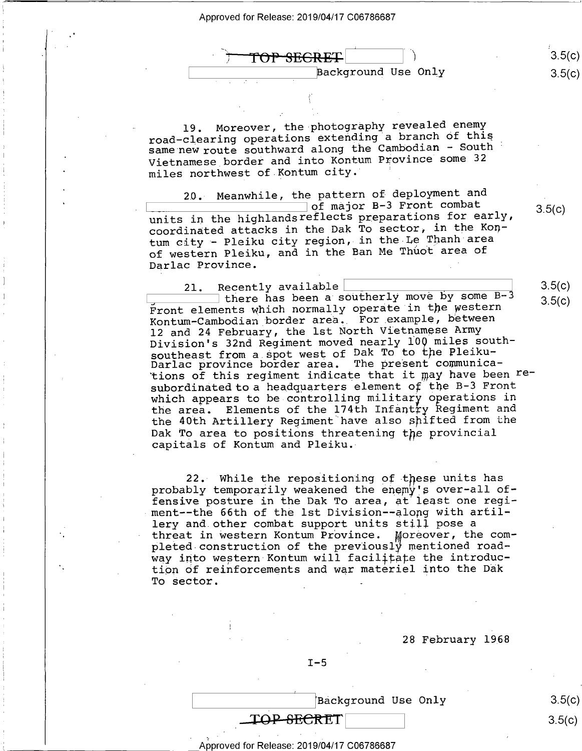19. Moreover, the photography revealed enemy road-clearing operations extending a branch of this same new route southward along the Cambodian - South Vietnamese border and into Kontum Province some 32 miles northwest of Kontum city.

20. Meanwhile, the pattern of deployment and [redacted] of major B-3 Front combat units in the highlands reflects preparations for early, coordinated attacks in the Dak To sector, in the Kontum city - Pleiku city region, in the Le Thanh area of western Pleiku, and in the Ban Me Thuot area of Darlac Province.

21. Recently available [redacted] there has been a southerly move by some B-3 Front elements which normally operate in the western Kontum-Cambodian border area. For example, between 12 and 24 February, the 1st North Vietnamese Army Division's 32nd Regiment moved nearly 100 miles south-southeast from a spot west of Dak To to the Pleiku-Darlac province border area. The present communications of this regiment indicate that it may have been resubordinated to a headquarters element of the B-3 Front which appears to be controlling military operations in the area. Elements of the 174th Infantry Regiment and the 40th Artillery Regiment have also shifted from the Dak To area to positions threatening the provincial capitals of Kontum and Pleiku.

22. While the repositioning of these units has probably temporarily weakened the enemy's over-all offensive posture in the Dak To area, at least one regiment--the 66th of the 1st Division--along with artillery and other combat support units still pose a threat in western Kontum Province. Moreover, the completed construction of the previously mentioned roadway into western Kontum will facilitate the introduction of reinforcements and war materiel into the Dak To sector.

28 February 1968

I-5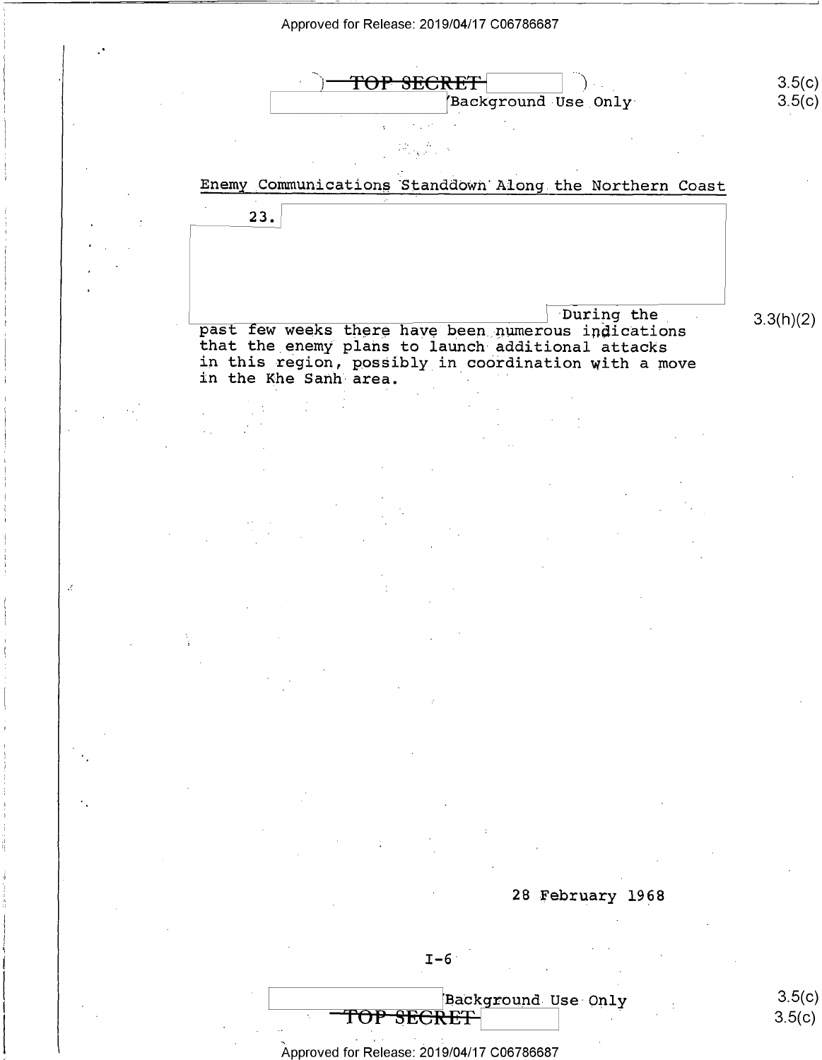TOP SECRET

Background Use Only

3.5(c)
3.5(c)

## Enemy Communications Standdown Along the Northern Coast

23. During the past few weeks there have been numerous indications that the enemy plans to launch additional attacks in this region, possibly in coordination with a move in the Khe Sanh area.

3.3(h)(2)

28 February 1968

I-6

Background Use Only

TOP SECRET

3.5(c)
3.5(c)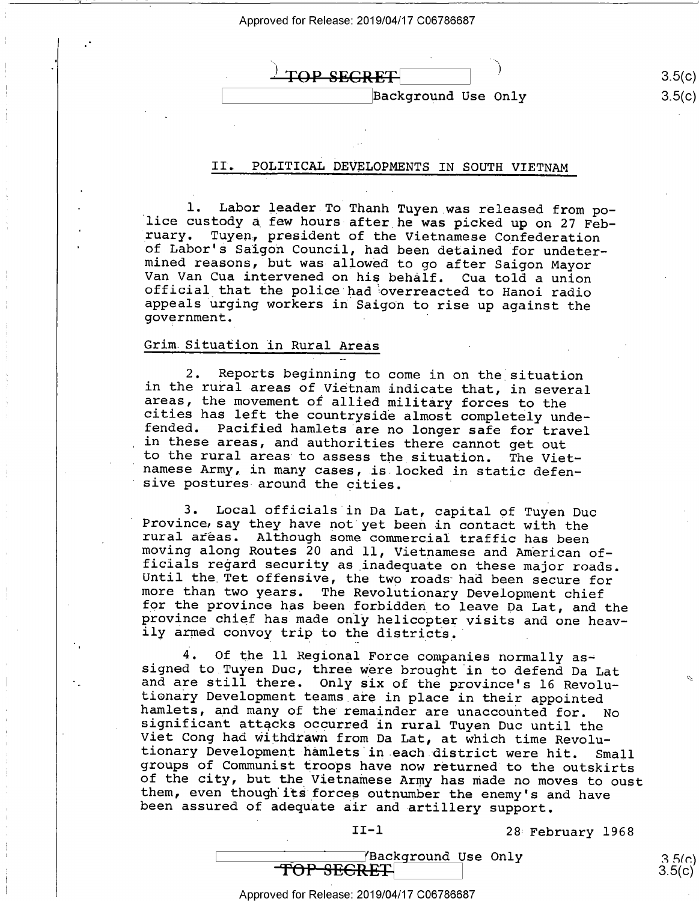## II. POLITICAL DEVELOPMENTS IN SOUTH VIETNAM

1. Labor leader To Thanh Tuyen was released from police custody a few hours after he was picked up on 27 February. Tuyen, president of the Vietnamese Confederation of Labor's Saigon Council, had been detained for undetermined reasons, but was allowed to go after Saigon Mayor Van Van Cua intervened on his behalf. Cua told a union official that the police had overreacted to Hanoi radio appeals urging workers in Saigon to rise up against the government.

### Grim Situation in Rural Areas

2. Reports beginning to come in on the situation in the rural areas of Vietnam indicate that, in several areas, the movement of allied military forces to the cities has left the countryside almost completely undefended. Pacified hamlets are no longer safe for travel in these areas, and authorities there cannot get out to the rural areas to assess the situation. The Vietnamese Army, in many cases, is locked in static defensive postures around the cities.

3. Local officials in Da Lat, capital of Tuyen Duc Province, say they have not yet been in contact with the rural areas. Although some commercial traffic has been moving along Routes 20 and 11, Vietnamese and American officials regard security as inadequate on these major roads. Until the Tet offensive, the two roads had been secure for more than two years. The Revolutionary Development chief for the province has been forbidden to leave Da Lat, and the province chief has made only helicopter visits and one heavily armed convoy trip to the districts.

4. Of the 11 Regional Force companies normally assigned to Tuyen Duc, three were brought in to defend Da Lat and are still there. Only six of the province's 16 Revolutionary Development teams are in place in their appointed hamlets, and many of the remainder are unaccounted for. No significant attacks occurred in rural Tuyen Duc until the Viet Cong had withdrawn from Da Lat, at which time Revolutionary Development hamlets in each district were hit. Small groups of Communist troops have now returned to the outskirts of the city, but the Vietnamese Army has made no moves to oust them, even though its forces outnumber the enemy's and have been assured of adequate air and artillery support.

28 February 1968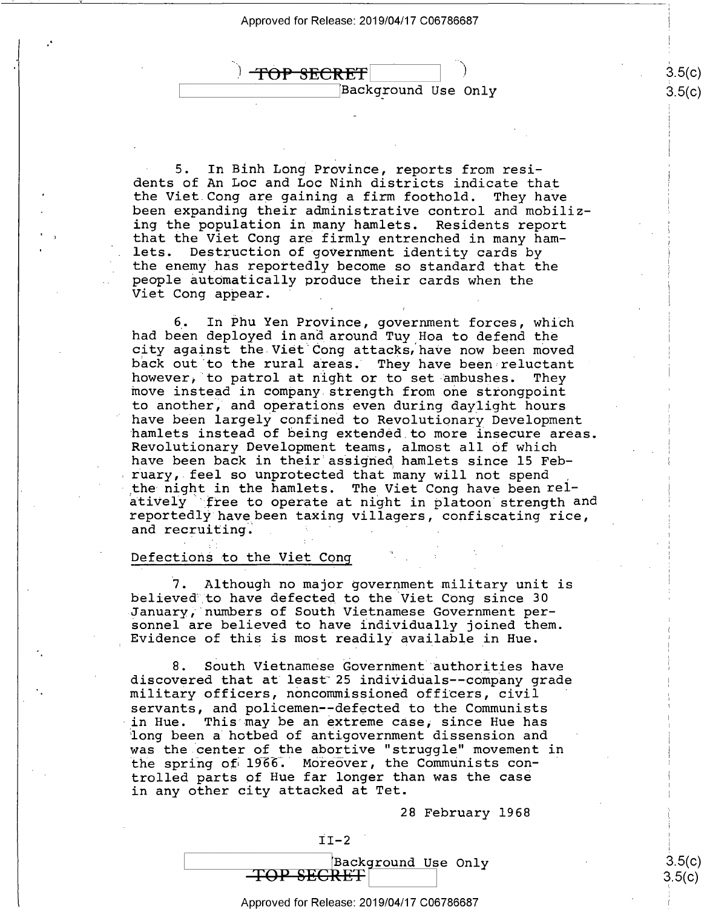5. In Binh Long Province, reports from residents of An Loc and Loc Ninh districts indicate that the Viet Cong are gaining a firm foothold. They have been expanding their administrative control and mobilizing the population in many hamlets. Residents report that the Viet Cong are firmly entrenched in many hamlets. Destruction of government identity cards by the enemy has reportedly become so standard that the people automatically produce their cards when the Viet Cong appear.

6. In Phu Yen Province, government forces, which had been deployed in and around Tuy Hoa to defend the city against the Viet Cong attacks, have now been moved back out to the rural areas. They have been reluctant however, to patrol at night or to set ambushes. They move instead in company strength from one strongpoint to another, and operations even during daylight hours have been largely confined to Revolutionary Development hamlets instead of being extended to more insecure areas. Revolutionary Development teams, almost all of which have been back in their assigned hamlets since 15 February, feel so unprotected that many will not spend the night in the hamlets. The Viet Cong have been relatively free to operate at night in platoon strength and reportedly have been taxing villagers, confiscating rice, and recruiting.

## Defections to the Viet Cong

7. Although no major government military unit is believed to have defected to the Viet Cong since 30 January, numbers of South Vietnamese Government personnel are believed to have individually joined them. Evidence of this is most readily available in Hue.

8. South Vietnamese Government authorities have discovered that at least 25 individuals--company grade military officers, noncommissioned officers, civil servants, and policemen--defected to the Communists in Hue. This may be an extreme case, since Hue has long been a hotbed of antigovernment dissension and was the center of the abortive "struggle" movement in the spring of 1966. Moreover, the Communists controlled parts of Hue far longer than was the case in any other city attacked at Tet.

28 February 1968

II-2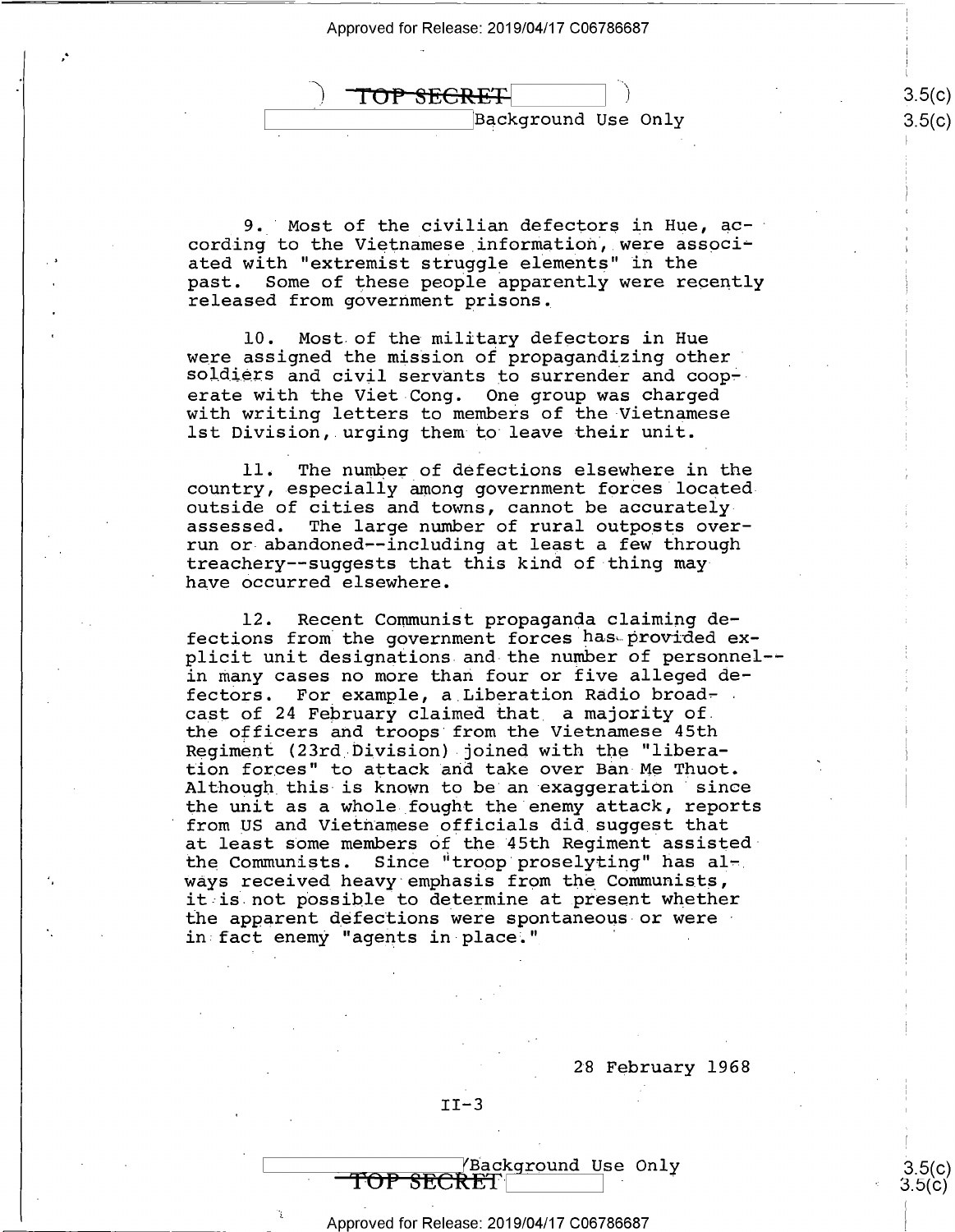9. Most of the civilian defectors in Hue, according to the Vietnamese information, were associated with "extremist struggle elements" in the past. Some of these people apparently were recently released from government prisons.

10. Most of the military defectors in Hue were assigned the mission of propagandizing other soldiers and civil servants to surrender and cooperate with the Viet Cong. One group was charged with writing letters to members of the Vietnamese 1st Division, urging them to leave their unit.

11. The number of defections elsewhere in the country, especially among government forces located outside of cities and towns, cannot be accurately assessed. The large number of rural outposts overrun or abandoned--including at least a few through treachery--suggests that this kind of thing may have occurred elsewhere.

12. Recent Communist propaganda claiming defections from the government forces has provided explicit unit designations and the number of personnel--in many cases no more than four or five alleged defectors. For example, a Liberation Radio broadcast of 24 February claimed that a majority of the officers and troops from the Vietnamese 45th Regiment (23rd Division) joined with the "liberation forces" to attack and take over Ban Me Thuot. Although this is known to be an exaggeration since the unit as a whole fought the enemy attack, reports from US and Vietnamese officials did suggest that at least some members of the 45th Regiment assisted the Communists. Since "troop proselyting" has always received heavy emphasis from the Communists, it is not possible to determine at present whether the apparent defections were spontaneous or were in fact enemy "agents in place."

28 February 1968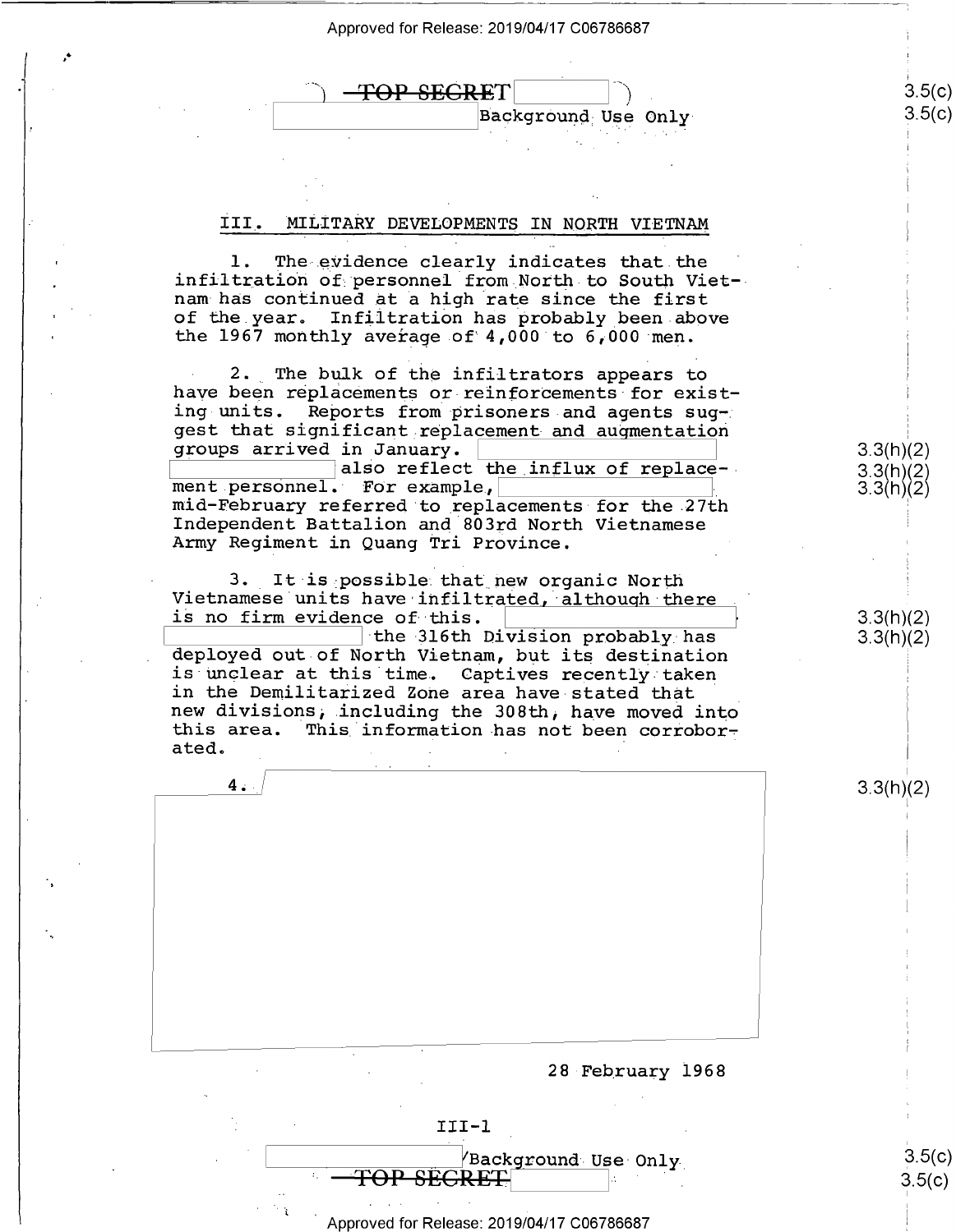TOP SECRET

Background Use Only

## III. MILITARY DEVELOPMENTS IN NORTH VIETNAM

1. The evidence clearly indicates that the infiltration of personnel from North to South Vietnam has continued at a high rate since the first of the year. Infiltration has probably been above the 1967 monthly average of 4,000 to 6,000 men.

2. The bulk of the infiltrators appears to have been replacements or reinforcements for existing units. Reports from prisoners and agents suggest that significant replacement and augmentation groups arrived in January. [redacted] also reflect the influx of replacement personnel. For example, [redacted] mid-February referred to replacements for the 27th Independent Battalion and 803rd North Vietnamese Army Regiment in Quang Tri Province.

3. It is possible that new organic North Vietnamese units have infiltrated, although there is no firm evidence of this. [redacted] the 316th Division probably has deployed out of North Vietnam, but its destination is unclear at this time. Captives recently taken in the Demilitarized Zone area have stated that new divisions, including the 308th, have moved into this area. This information has not been corroborated.

4. [redacted]

28 February 1968

Background Use Only

TOP SECRET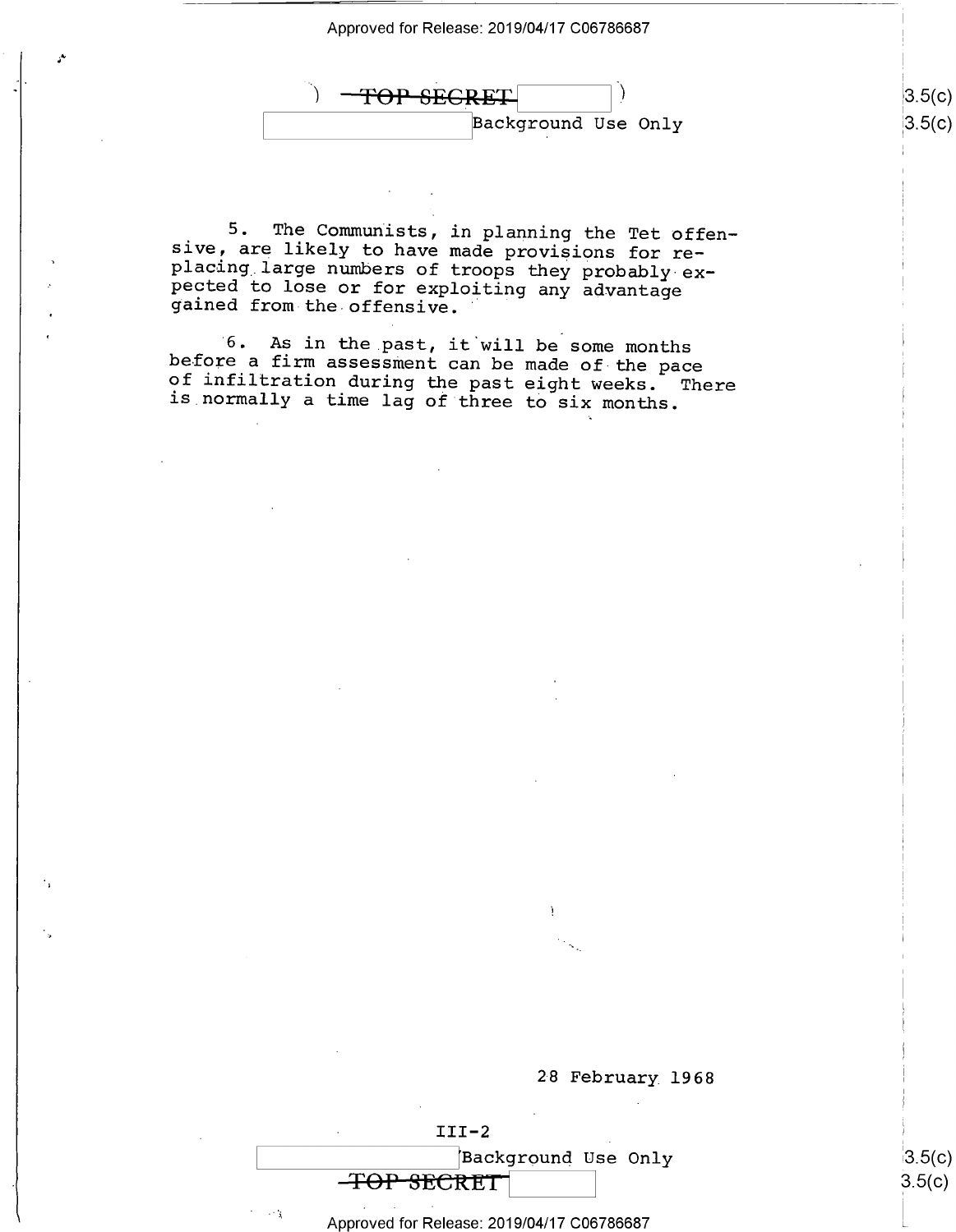5. The Communists, in planning the Tet offensive, are likely to have made provisions for replacing large numbers of troops they probably expected to lose or for exploiting any advantage gained from the offensive.

6. As in the past, it will be some months before a firm assessment can be made of the pace of infiltration during the past eight weeks. There is normally a time lag of three to six months.

28 February 1968